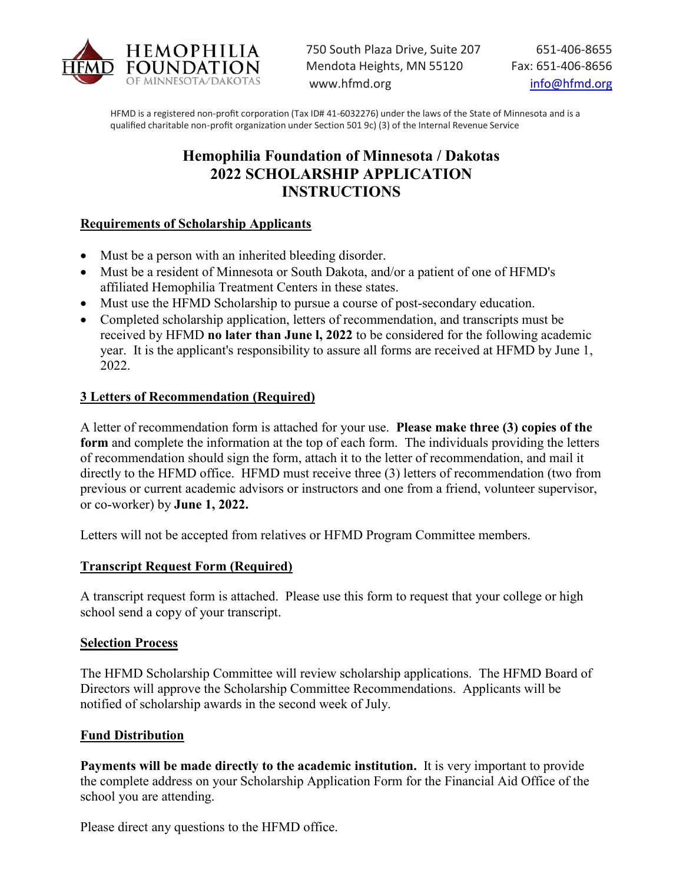HEMOPHILIA FOUNDATION OF MINNESOTA/DAKOTAS

750 South Plaza Drive, Suite 207
Mendota Heights, MN 55120
www.hfmd.org

651-406-8655
Fax: 651-406-8656
info@hfmd.org

HFMD is a registered non-profit corporation (Tax ID# 41-6032276) under the laws of the State of Minnesota and is a qualified charitable non-profit organization under Section 501 9c) (3) of the Internal Revenue Service

# Hemophilia Foundation of Minnesota / Dakotas 2022 SCHOLARSHIP APPLICATION INSTRUCTIONS

## Requirements of Scholarship Applicants

- Must be a person with an inherited bleeding disorder.
- Must be a resident of Minnesota or South Dakota, and/or a patient of one of HFMD's affiliated Hemophilia Treatment Centers in these states.
- Must use the HFMD Scholarship to pursue a course of post-secondary education.
- Completed scholarship application, letters of recommendation, and transcripts must be received by HFMD **no later than June l, 2022** to be considered for the following academic year. It is the applicant's responsibility to assure all forms are received at HFMD by June 1, 2022.

## 3 Letters of Recommendation (Required)

A letter of recommendation form is attached for your use. **Please make three (3) copies of the form** and complete the information at the top of each form. The individuals providing the letters of recommendation should sign the form, attach it to the letter of recommendation, and mail it directly to the HFMD office. HFMD must receive three (3) letters of recommendation (two from previous or current academic advisors or instructors and one from a friend, volunteer supervisor, or co-worker) by **June 1, 2022.**

Letters will not be accepted from relatives or HFMD Program Committee members.

## Transcript Request Form (Required)

A transcript request form is attached. Please use this form to request that your college or high school send a copy of your transcript.

## Selection Process

The HFMD Scholarship Committee will review scholarship applications. The HFMD Board of Directors will approve the Scholarship Committee Recommendations. Applicants will be notified of scholarship awards in the second week of July.

## Fund Distribution

**Payments will be made directly to the academic institution.** It is very important to provide the complete address on your Scholarship Application Form for the Financial Aid Office of the school you are attending.

Please direct any questions to the HFMD office.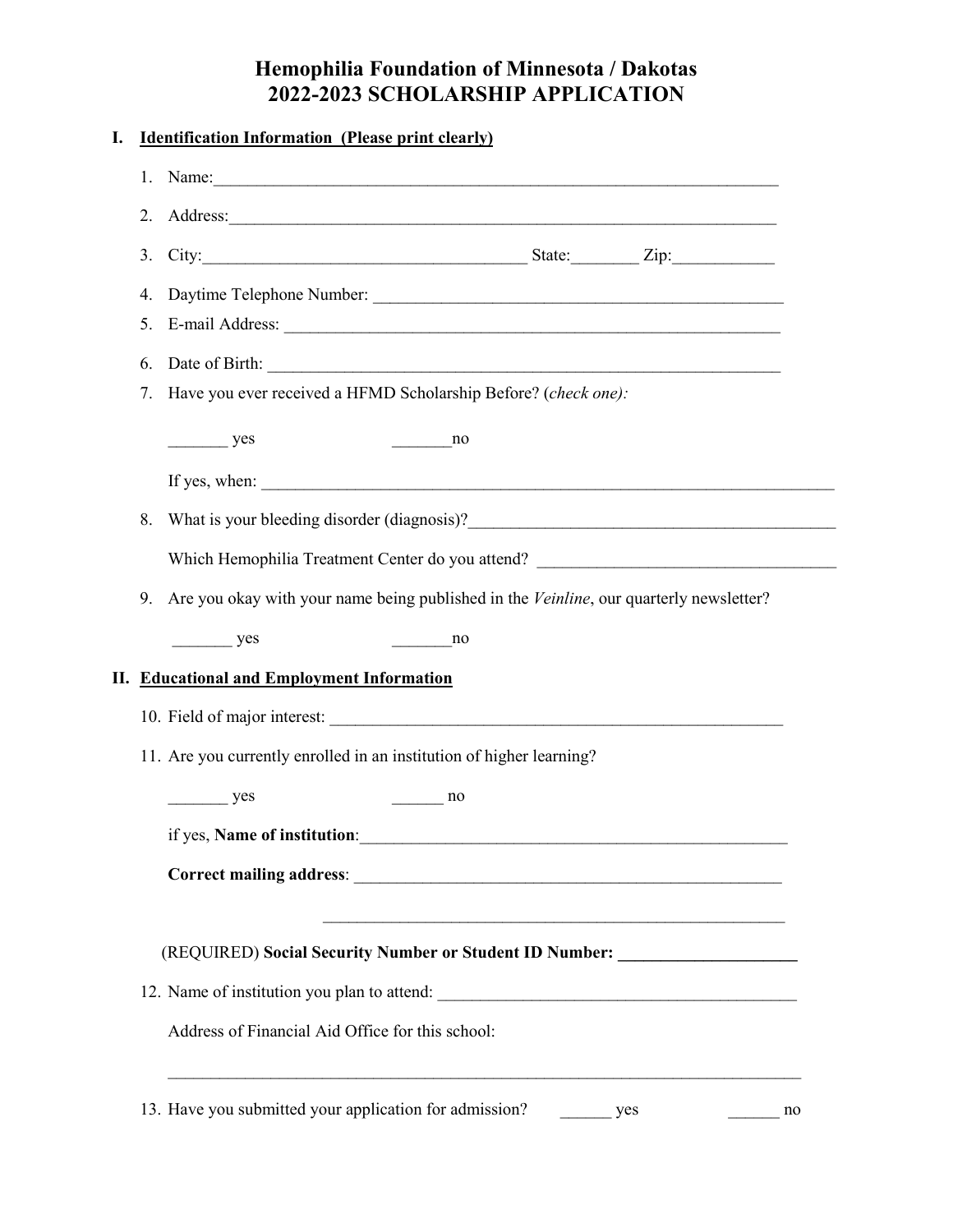# Hemophilia Foundation of Minnesota / Dakotas
# 2022-2023 SCHOLARSHIP APPLICATION

## I. Identification Information (Please print clearly)

1. Name:______________________________________________________________________

2. Address:____________________________________________________________________

3. City:_______________________________________ State:________ Zip:____________

4. Daytime Telephone Number: __________________________________________________

5. E-mail Address: _____________________________________________________________

6. Date of Birth: _______________________________________________________________

7. Have you ever received a HFMD Scholarship Before? (*check one):*

   _______ yes _______no

   If yes, when: _________________________________________________________________

8. What is your bleeding disorder (diagnosis)?___________________________________________

   Which Hemophilia Treatment Center do you attend? ___________________________________

9. Are you okay with your name being published in the *Veinline*, our quarterly newsletter?

   _______ yes _______no

## II. Educational and Employment Information

10. Field of major interest: ______________________________________________________

11. Are you currently enrolled in an institution of higher learning?

    _______ yes ______ no

    if yes, **Name of institution**:____________________________________________________

    **Correct mailing address**: _____________________________________________________

    _______________________________________________________

    (REQUIRED) **Social Security Number or Student ID Number: ____________________**

12. Name of institution you plan to attend: ___________________________________________

    Address of Financial Aid Office for this school:

    ___________________________________________________________________________

13. Have you submitted your application for admission? ______ yes ______ no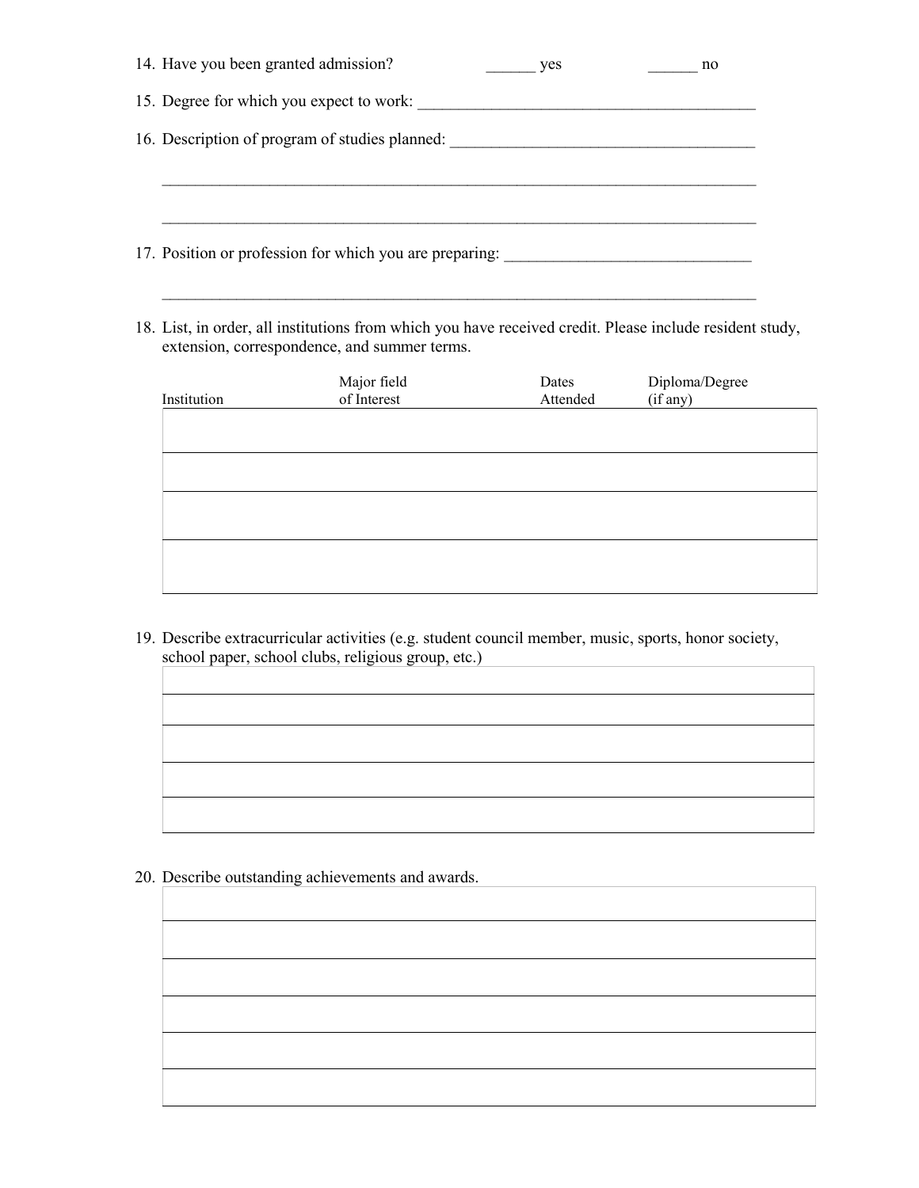14. Have you been granted admission? ______ yes ______ no

15. Degree for which you expect to work: ___________________________________________

16. Description of program of studies planned: ______________________________________

_____________________________________________________________________________

_____________________________________________________________________________

17. Position or profession for which you are preparing: _______________________________

_____________________________________________________________________________

18. List, in order, all institutions from which you have received credit. Please include resident study, extension, correspondence, and summer terms.

| Institution | Major field of Interest | Dates Attended | Diploma/Degree (if any) |
|---|---|---|---|
| | | | |
| | | | |
| | | | |
| | | | |

19. Describe extracurricular activities (e.g. student council member, music, sports, honor society, school paper, school clubs, religious group, etc.)

| |
|---|
| |
| |
| |
| |
| |

20. Describe outstanding achievements and awards.

| |
|---|
| |
| |
| |
| |
| |
| |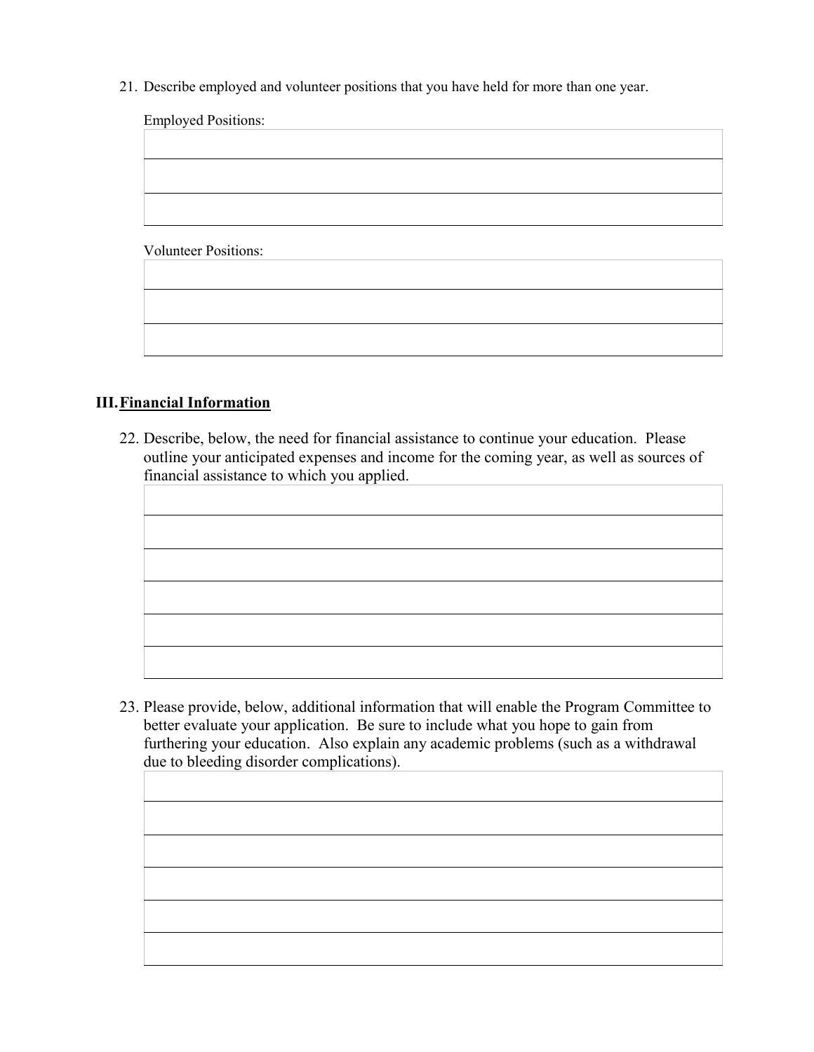21. Describe employed and volunteer positions that you have held for more than one year.

    Employed Positions:

    Volunteer Positions:

## III. Financial Information

22. Describe, below, the need for financial assistance to continue your education. Please outline your anticipated expenses and income for the coming year, as well as sources of financial assistance to which you applied.

23. Please provide, below, additional information that will enable the Program Committee to better evaluate your application. Be sure to include what you hope to gain from furthering your education. Also explain any academic problems (such as a withdrawal due to bleeding disorder complications).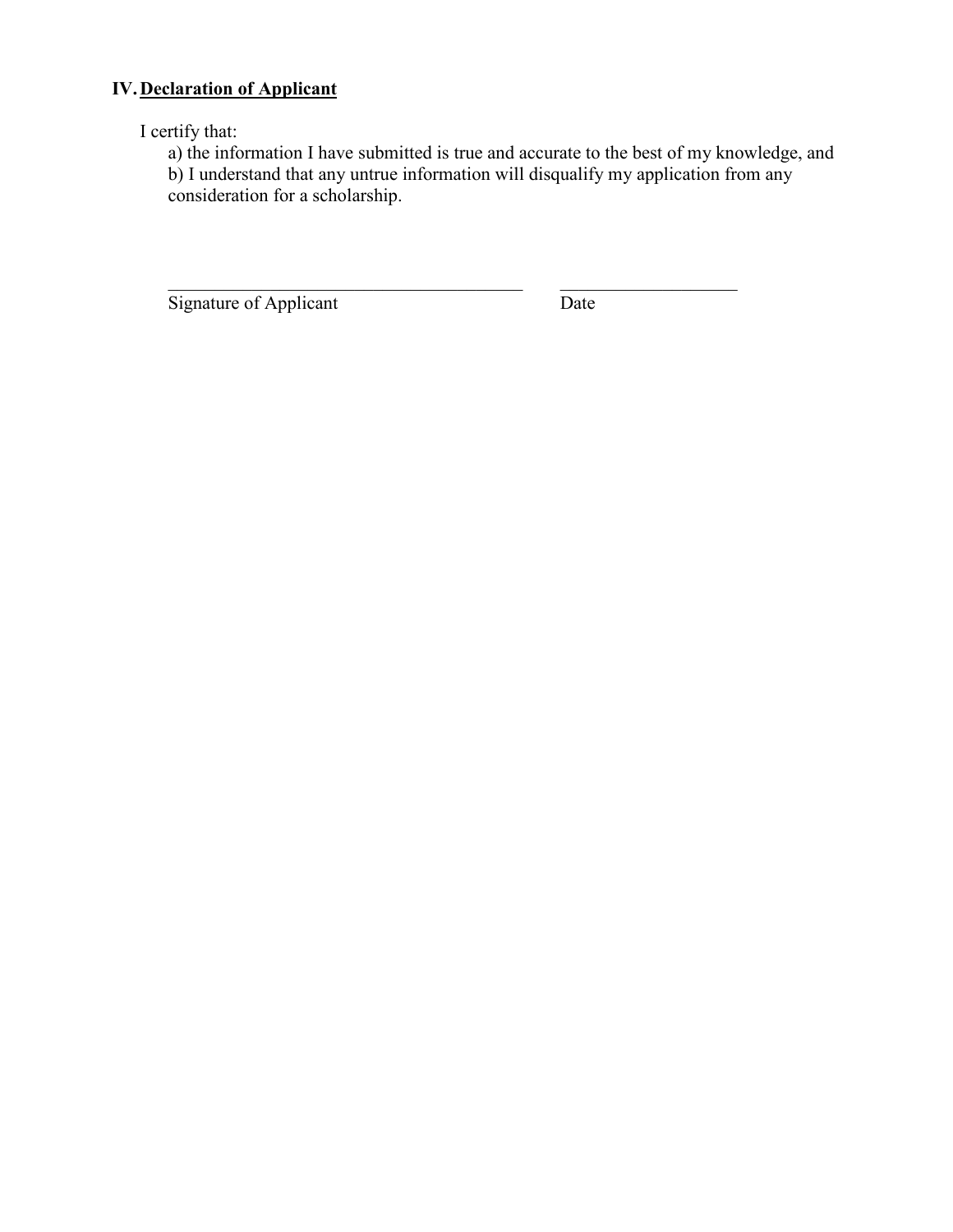## IV. Declaration of Applicant

I certify that:

a) the information I have submitted is true and accurate to the best of my knowledge, and
b) I understand that any untrue information will disqualify my application from any consideration for a scholarship.

\_\_\_\_\_\_\_\_\_\_\_\_\_\_\_\_\_\_\_\_\_\_\_\_\_\_\_\_\_\_\_\_\_\_\_\_\_\_\_\_ \_\_\_\_\_\_\_\_\_\_\_\_\_\_\_\_\_\_\_\_
Signature of Applicant Date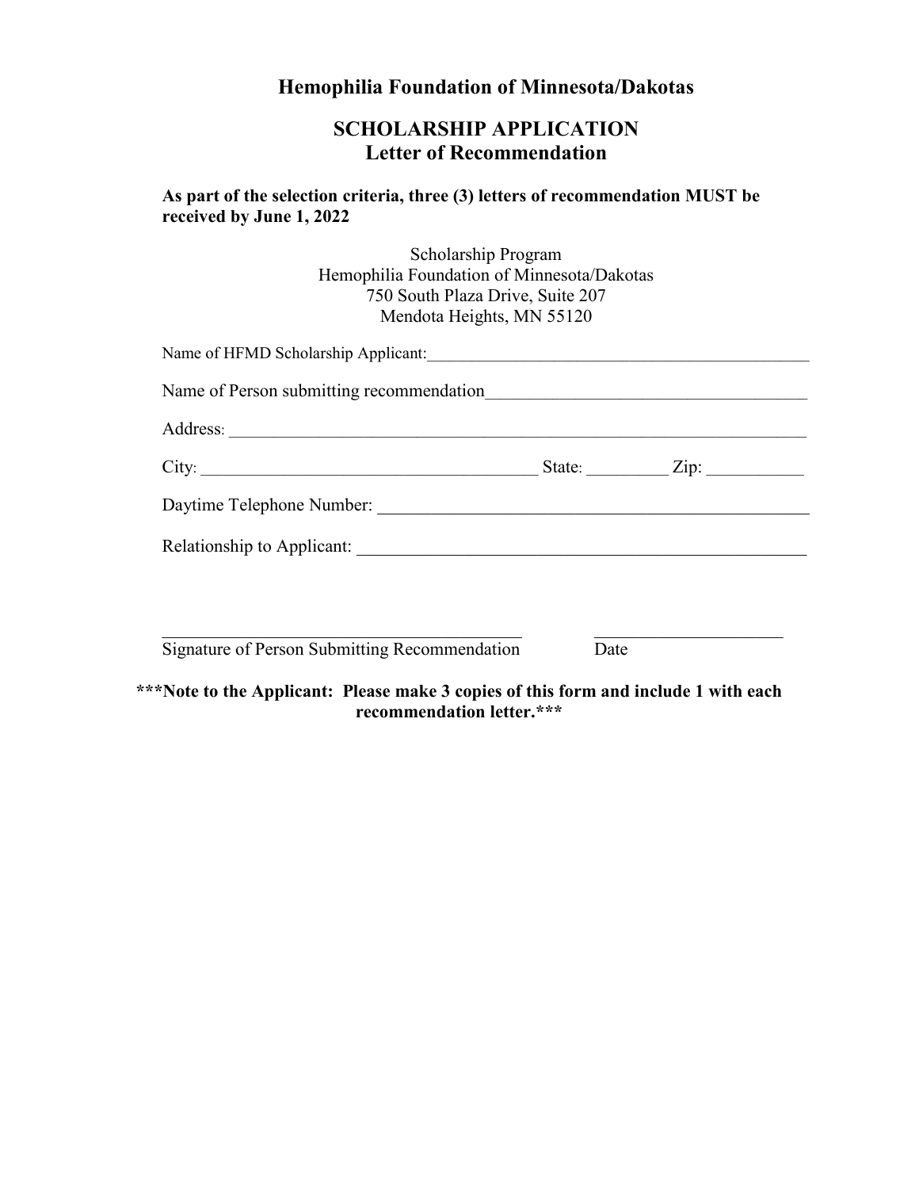# Hemophilia Foundation of Minnesota/Dakotas

## SCHOLARSHIP APPLICATION
## Letter of Recommendation

**As part of the selection criteria, three (3) letters of recommendation MUST be received by June 1, 2022**

Scholarship Program
Hemophilia Foundation of Minnesota/Dakotas
750 South Plaza Drive, Suite 207
Mendota Heights, MN 55120

Name of HFMD Scholarship Applicant:_______________________________________________

Name of Person submitting recommendation_____________________________________

Address: ____________________________________________________________________

City: ______________________________________ State: _________ Zip: ___________

Daytime Telephone Number: __________________________________________________

Relationship to Applicant: __________________________________________________

__________________________________________ ______________________
Signature of Person Submitting Recommendation Date

**\*\*\*Note to the Applicant: Please make 3 copies of this form and include 1 with each recommendation letter.\*\*\***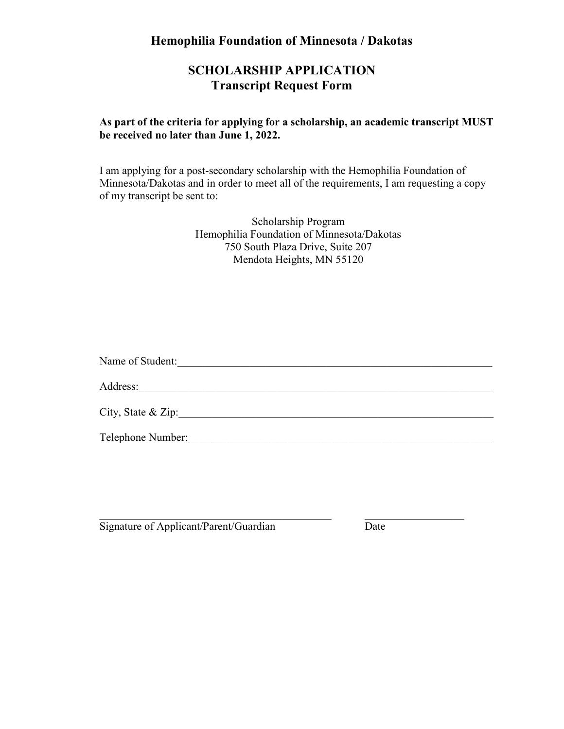# Hemophilia Foundation of Minnesota / Dakotas

## SCHOLARSHIP APPLICATION
## Transcript Request Form

**As part of the criteria for applying for a scholarship, an academic transcript MUST be received no later than June 1, 2022.**

I am applying for a post-secondary scholarship with the Hemophilia Foundation of Minnesota/Dakotas and in order to meet all of the requirements, I am requesting a copy of my transcript be sent to:

Scholarship Program
Hemophilia Foundation of Minnesota/Dakotas
750 South Plaza Drive, Suite 207
Mendota Heights, MN 55120

Name of Student:_____________________________________________________________

Address:____________________________________________________________________

City, State & Zip:____________________________________________________________

Telephone Number:___________________________________________________________

_____________________________________________ ___________________
Signature of Applicant/Parent/Guardian Date